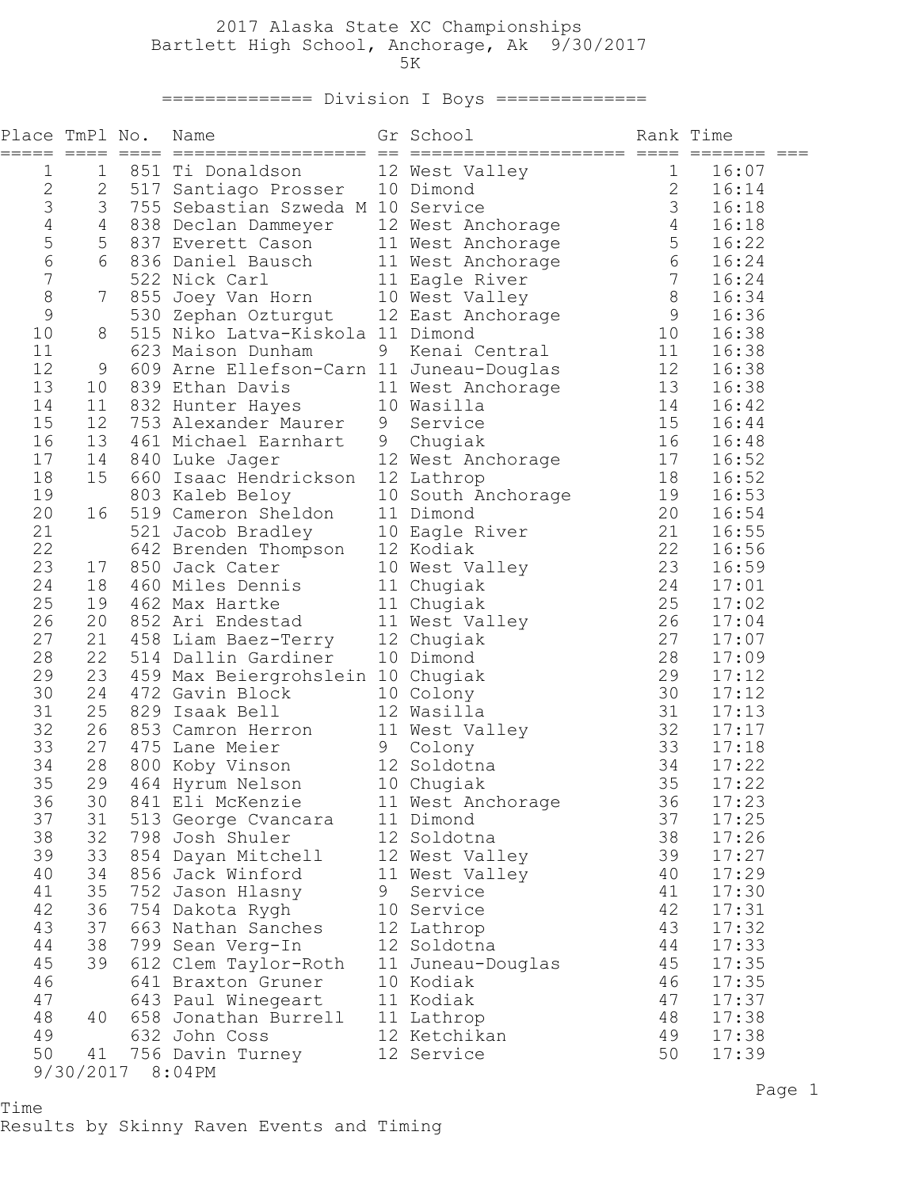# 2017 Alaska State XC Championships

## Bartlett High School, Anchorage, Ak 9/30/2017

### 5K

### ============== Division I Boys ==============

| Place | TmPl | No. | Name | Gr | School | Rank | Time |
|---|---|---|---|---|---|---|---|
| 1 | 1 | 851 | Ti Donaldson | 12 | West Valley | 1 | 16:07 |
| 2 | 2 | 517 | Santiago Prosser | 10 | Dimond | 2 | 16:14 |
| 3 | 3 | 755 | Sebastian Szweda M | 10 | Service | 3 | 16:18 |
| 4 | 4 | 838 | Declan Dammeyer | 12 | West Anchorage | 4 | 16:18 |
| 5 | 5 | 837 | Everett Cason | 11 | West Anchorage | 5 | 16:22 |
| 6 | 6 | 836 | Daniel Bausch | 11 | West Anchorage | 6 | 16:24 |
| 7 | | 522 | Nick Carl | 11 | Eagle River | 7 | 16:24 |
| 8 | 7 | 855 | Joey Van Horn | 10 | West Valley | 8 | 16:34 |
| 9 | | 530 | Zephan Ozturgut | 12 | East Anchorage | 9 | 16:36 |
| 10 | 8 | 515 | Niko Latva-Kiskola | 11 | Dimond | 10 | 16:38 |
| 11 | | 623 | Maison Dunham | 9 | Kenai Central | 11 | 16:38 |
| 12 | 9 | 609 | Arne Ellefson-Carn | 11 | Juneau-Douglas | 12 | 16:38 |
| 13 | 10 | 839 | Ethan Davis | 11 | West Anchorage | 13 | 16:38 |
| 14 | 11 | 832 | Hunter Hayes | 10 | Wasilla | 14 | 16:42 |
| 15 | 12 | 753 | Alexander Maurer | 9 | Service | 15 | 16:44 |
| 16 | 13 | 461 | Michael Earnhart | 9 | Chugiak | 16 | 16:48 |
| 17 | 14 | 840 | Luke Jager | 12 | West Anchorage | 17 | 16:52 |
| 18 | 15 | 660 | Isaac Hendrickson | 12 | Lathrop | 18 | 16:52 |
| 19 | | 803 | Kaleb Beloy | 10 | South Anchorage | 19 | 16:53 |
| 20 | 16 | 519 | Cameron Sheldon | 11 | Dimond | 20 | 16:54 |
| 21 | | 521 | Jacob Bradley | 10 | Eagle River | 21 | 16:55 |
| 22 | | 642 | Brenden Thompson | 12 | Kodiak | 22 | 16:56 |
| 23 | 17 | 850 | Jack Cater | 10 | West Valley | 23 | 16:59 |
| 24 | 18 | 460 | Miles Dennis | 11 | Chugiak | 24 | 17:01 |
| 25 | 19 | 462 | Max Hartke | 11 | Chugiak | 25 | 17:02 |
| 26 | 20 | 852 | Ari Endestad | 11 | West Valley | 26 | 17:04 |
| 27 | 21 | 458 | Liam Baez-Terry | 12 | Chugiak | 27 | 17:07 |
| 28 | 22 | 514 | Dallin Gardiner | 10 | Dimond | 28 | 17:09 |
| 29 | 23 | 459 | Max Beiergrohslein | 10 | Chugiak | 29 | 17:12 |
| 30 | 24 | 472 | Gavin Block | 10 | Colony | 30 | 17:12 |
| 31 | 25 | 829 | Isaak Bell | 12 | Wasilla | 31 | 17:13 |
| 32 | 26 | 853 | Camron Herron | 11 | West Valley | 32 | 17:17 |
| 33 | 27 | 475 | Lane Meier | 9 | Colony | 33 | 17:18 |
| 34 | 28 | 800 | Koby Vinson | 12 | Soldotna | 34 | 17:22 |
| 35 | 29 | 464 | Hyrum Nelson | 10 | Chugiak | 35 | 17:22 |
| 36 | 30 | 841 | Eli McKenzie | 11 | West Anchorage | 36 | 17:23 |
| 37 | 31 | 513 | George Cvancara | 11 | Dimond | 37 | 17:25 |
| 38 | 32 | 798 | Josh Shuler | 12 | Soldotna | 38 | 17:26 |
| 39 | 33 | 854 | Dayan Mitchell | 12 | West Valley | 39 | 17:27 |
| 40 | 34 | 856 | Jack Winford | 11 | West Valley | 40 | 17:29 |
| 41 | 35 | 752 | Jason Hlasny | 9 | Service | 41 | 17:30 |
| 42 | 36 | 754 | Dakota Rygh | 10 | Service | 42 | 17:31 |
| 43 | 37 | 663 | Nathan Sanches | 12 | Lathrop | 43 | 17:32 |
| 44 | 38 | 799 | Sean Verg-In | 12 | Soldotna | 44 | 17:33 |
| 45 | 39 | 612 | Clem Taylor-Roth | 11 | Juneau-Douglas | 45 | 17:35 |
| 46 | | 641 | Braxton Gruner | 10 | Kodiak | 46 | 17:35 |
| 47 | | 643 | Paul Winegeart | 11 | Kodiak | 47 | 17:37 |
| 48 | 40 | 658 | Jonathan Burrell | 11 | Lathrop | 48 | 17:38 |
| 49 | | 632 | John Coss | 12 | Ketchikan | 49 | 17:38 |
| 50 | 41 | 756 | Davin Turney | 12 | Service | 50 | 17:39 |

9/30/2017 8:04PM

Time

Results by Skinny Raven Events and Timing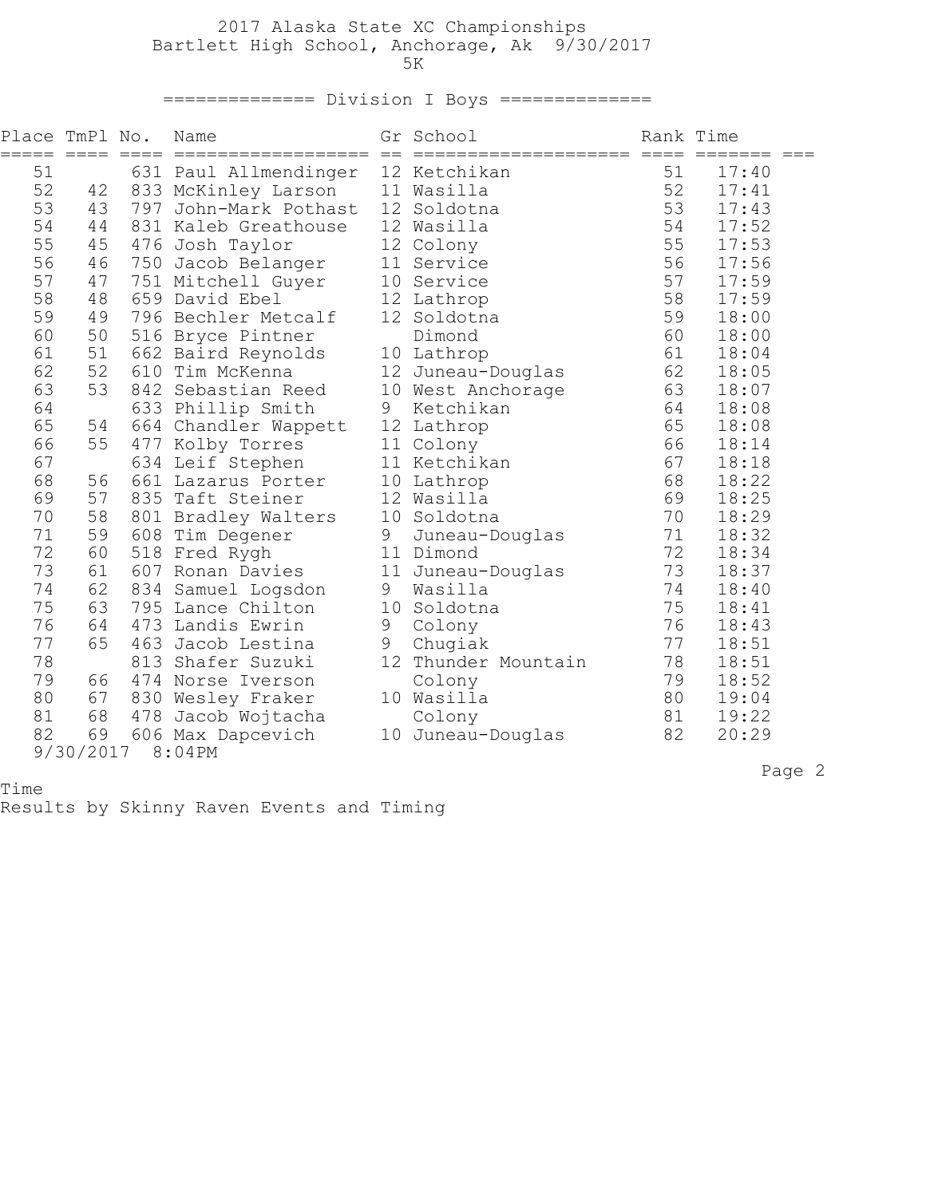2017 Alaska State XC Championships
Bartlett High School, Anchorage, Ak 9/30/2017
5K

============== Division I Boys ==============

| Place | TmPl | No. | Name | Gr | School | Rank | Time |
|---|---|---|---|---|---|---|---|
| 51 | | 631 | Paul Allmendinger | 12 | Ketchikan | 51 | 17:40 |
| 52 | 42 | 833 | McKinley Larson | 11 | Wasilla | 52 | 17:41 |
| 53 | 43 | 797 | John-Mark Pothast | 12 | Soldotna | 53 | 17:43 |
| 54 | 44 | 831 | Kaleb Greathouse | 12 | Wasilla | 54 | 17:52 |
| 55 | 45 | 476 | Josh Taylor | 12 | Colony | 55 | 17:53 |
| 56 | 46 | 750 | Jacob Belanger | 11 | Service | 56 | 17:56 |
| 57 | 47 | 751 | Mitchell Guyer | 10 | Service | 57 | 17:59 |
| 58 | 48 | 659 | David Ebel | 12 | Lathrop | 58 | 17:59 |
| 59 | 49 | 796 | Bechler Metcalf | 12 | Soldotna | 59 | 18:00 |
| 60 | 50 | 516 | Bryce Pintner | | Dimond | 60 | 18:00 |
| 61 | 51 | 662 | Baird Reynolds | 10 | Lathrop | 61 | 18:04 |
| 62 | 52 | 610 | Tim McKenna | 12 | Juneau-Douglas | 62 | 18:05 |
| 63 | 53 | 842 | Sebastian Reed | 10 | West Anchorage | 63 | 18:07 |
| 64 | | 633 | Phillip Smith | 9 | Ketchikan | 64 | 18:08 |
| 65 | 54 | 664 | Chandler Wappett | 12 | Lathrop | 65 | 18:08 |
| 66 | 55 | 477 | Kolby Torres | 11 | Colony | 66 | 18:14 |
| 67 | | 634 | Leif Stephen | 11 | Ketchikan | 67 | 18:18 |
| 68 | 56 | 661 | Lazarus Porter | 10 | Lathrop | 68 | 18:22 |
| 69 | 57 | 835 | Taft Steiner | 12 | Wasilla | 69 | 18:25 |
| 70 | 58 | 801 | Bradley Walters | 10 | Soldotna | 70 | 18:29 |
| 71 | 59 | 608 | Tim Degener | 9 | Juneau-Douglas | 71 | 18:32 |
| 72 | 60 | 518 | Fred Rygh | 11 | Dimond | 72 | 18:34 |
| 73 | 61 | 607 | Ronan Davies | 11 | Juneau-Douglas | 73 | 18:37 |
| 74 | 62 | 834 | Samuel Logsdon | 9 | Wasilla | 74 | 18:40 |
| 75 | 63 | 795 | Lance Chilton | 10 | Soldotna | 75 | 18:41 |
| 76 | 64 | 473 | Landis Ewrin | 9 | Colony | 76 | 18:43 |
| 77 | 65 | 463 | Jacob Lestina | 9 | Chugiak | 77 | 18:51 |
| 78 | | 813 | Shafer Suzuki | 12 | Thunder Mountain | 78 | 18:51 |
| 79 | 66 | 474 | Norse Iverson | | Colony | 79 | 18:52 |
| 80 | 67 | 830 | Wesley Fraker | 10 | Wasilla | 80 | 19:04 |
| 81 | 68 | 478 | Jacob Wojtacha | | Colony | 81 | 19:22 |
| 82 | 69 | 606 | Max Dapcevich | 10 | Juneau-Douglas | 82 | 20:29 |

9/30/2017 8:04PM

Time
Results by Skinny Raven Events and Timing